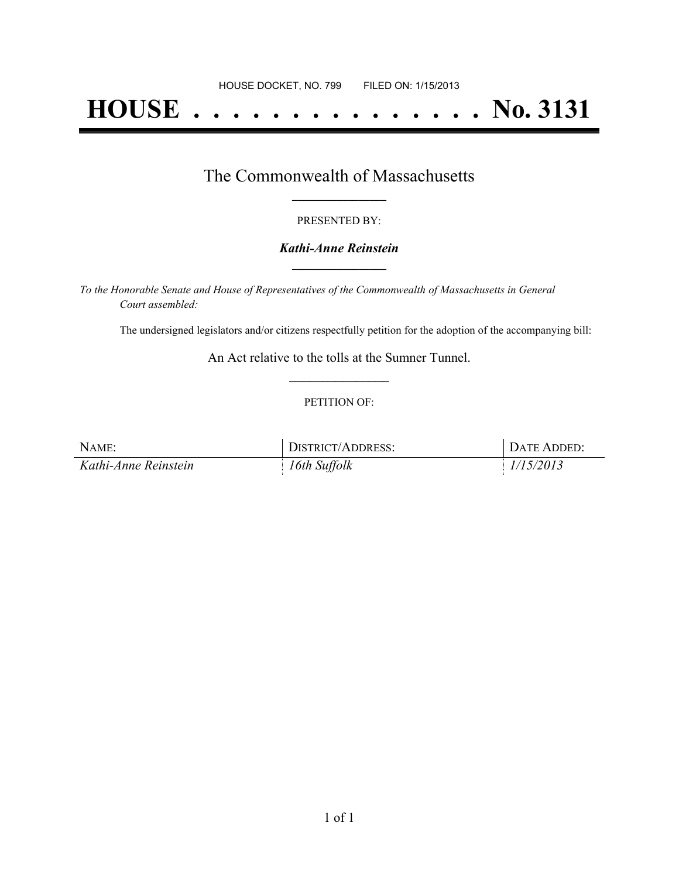HOUSE DOCKET, NO. 799 FILED ON: 1/15/2013

# HOUSE . . . . . . . . . . . . . . . No. 3131

## The Commonwealth of Massachusetts

PRESENTED BY:

***Kathi-Anne Reinstein***

*To the Honorable Senate and House of Representatives of the Commonwealth of Massachusetts in General Court assembled:*

The undersigned legislators and/or citizens respectfully petition for the adoption of the accompanying bill:

An Act relative to the tolls at the Sumner Tunnel.

PETITION OF:

| NAME: | DISTRICT/ADDRESS: | DATE ADDED: |
| --- | --- | --- |
| *Kathi-Anne Reinstein* | *16th Suffolk* | *1/15/2013* |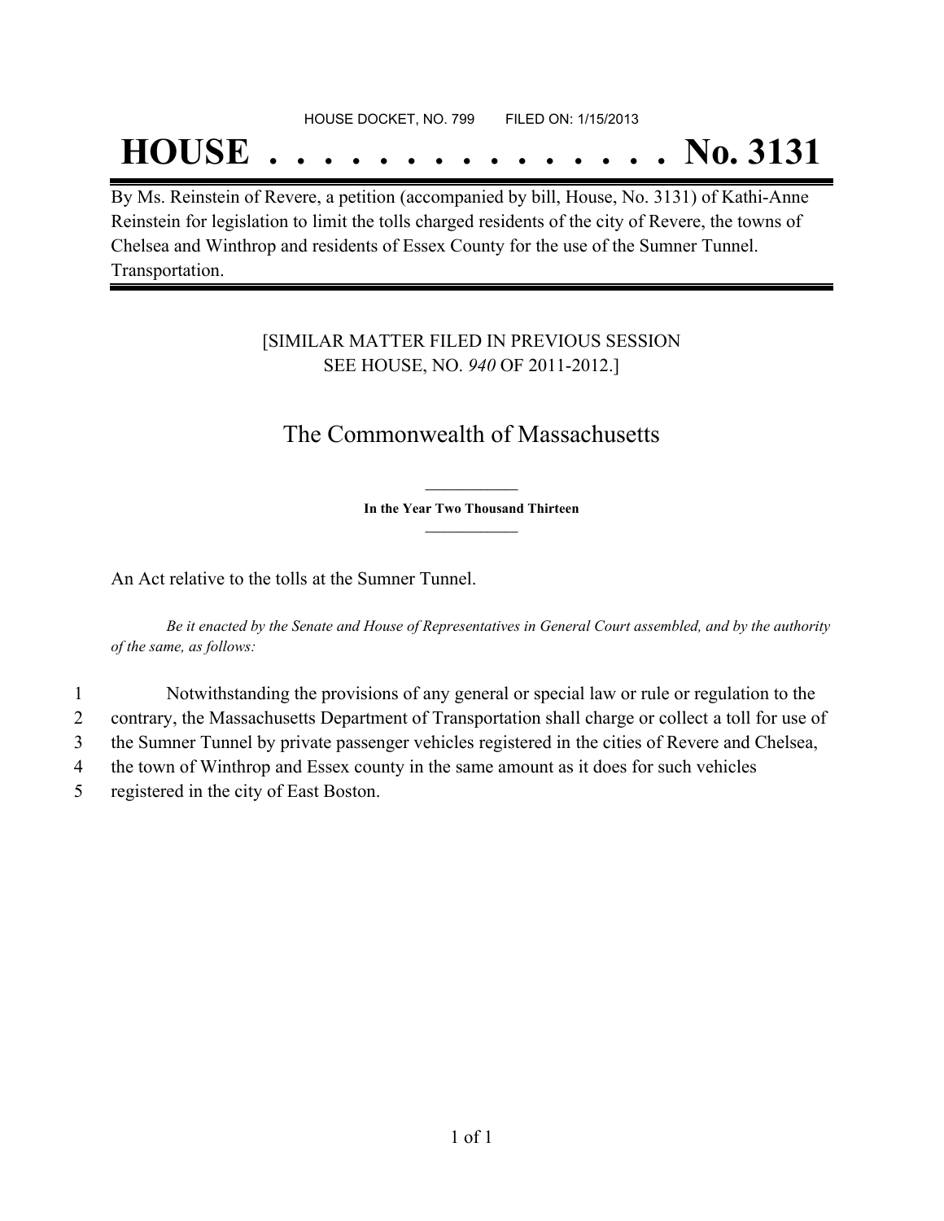HOUSE DOCKET, NO. 799 FILED ON: 1/15/2013

# HOUSE . . . . . . . . . . . . . . . No. 3131

By Ms. Reinstein of Revere, a petition (accompanied by bill, House, No. 3131) of Kathi-Anne Reinstein for legislation to limit the tolls charged residents of the city of Revere, the towns of Chelsea and Winthrop and residents of Essex County for the use of the Sumner Tunnel. Transportation.

[SIMILAR MATTER FILED IN PREVIOUS SESSION SEE HOUSE, NO. *940* OF 2011-2012.]

## The Commonwealth of Massachusetts

**In the Year Two Thousand Thirteen**

An Act relative to the tolls at the Sumner Tunnel.

*Be it enacted by the Senate and House of Representatives in General Court assembled, and by the authority of the same, as follows:*

1 Notwithstanding the provisions of any general or special law or rule or regulation to the
2 contrary, the Massachusetts Department of Transportation shall charge or collect a toll for use of
3 the Sumner Tunnel by private passenger vehicles registered in the cities of Revere and Chelsea,
4 the town of Winthrop and Essex county in the same amount as it does for such vehicles
5 registered in the city of East Boston.